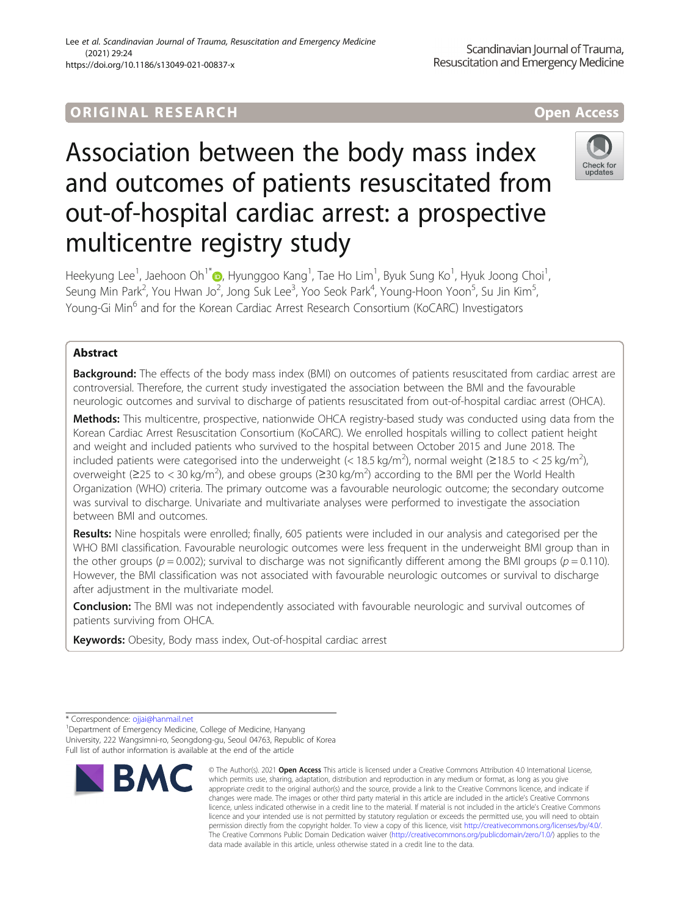ORIGINAL RESEARCH

Open Access

# Association between the body mass index and outcomes of patients resuscitated from out-of-hospital cardiac arrest: a prospective multicentre registry study

Heekyung Lee[1], Jaehoon Oh[1*], Hyunggoo Kang[1], Tae Ho Lim[1], Byuk Sung Ko[1], Hyuk Joong Choi[1], Seung Min Park[2], You Hwan Jo[2], Jong Suk Lee[3], Yoo Seok Park[4], Young-Hoon Yoon[5], Su Jin Kim[5], Young-Gi Min[6] and for the Korean Cardiac Arrest Research Consortium (KoCARC) Investigators

## Abstract

**Background:** The effects of the body mass index (BMI) on outcomes of patients resuscitated from cardiac arrest are controversial. Therefore, the current study investigated the association between the BMI and the favourable neurologic outcomes and survival to discharge of patients resuscitated from out-of-hospital cardiac arrest (OHCA).

**Methods:** This multicentre, prospective, nationwide OHCA registry-based study was conducted using data from the Korean Cardiac Arrest Resuscitation Consortium (KoCARC). We enrolled hospitals willing to collect patient height and weight and included patients who survived to the hospital between October 2015 and June 2018. The included patients were categorised into the underweight (< 18.5 kg/m$^2$), normal weight (≥18.5 to < 25 kg/m$^2$), overweight (≥25 to < 30 kg/m$^2$), and obese groups (≥30 kg/m$^2$) according to the BMI per the World Health Organization (WHO) criteria. The primary outcome was a favourable neurologic outcome; the secondary outcome was survival to discharge. Univariate and multivariate analyses were performed to investigate the association between BMI and outcomes.

**Results:** Nine hospitals were enrolled; finally, 605 patients were included in our analysis and categorised per the WHO BMI classification. Favourable neurologic outcomes were less frequent in the underweight BMI group than in the other groups ($p = 0.002$); survival to discharge was not significantly different among the BMI groups ($p = 0.110$). However, the BMI classification was not associated with favourable neurologic outcomes or survival to discharge after adjustment in the multivariate model.

**Conclusion:** The BMI was not independently associated with favourable neurologic and survival outcomes of patients surviving from OHCA.

**Keywords:** Obesity, Body mass index, Out-of-hospital cardiac arrest

---

* Correspondence: ojjai@hanmail.net
[1]Department of Emergency Medicine, College of Medicine, Hanyang University, 222 Wangsimni-ro, Seongdong-gu, Seoul 04763, Republic of Korea
Full list of author information is available at the end of the article

© The Author(s). 2021 **Open Access** This article is licensed under a Creative Commons Attribution 4.0 International License, which permits use, sharing, adaptation, distribution and reproduction in any medium or format, as long as you give appropriate credit to the original author(s) and the source, provide a link to the Creative Commons licence, and indicate if changes were made. The images or other third party material in this article are included in the article's Creative Commons licence, unless indicated otherwise in a credit line to the material. If material is not included in the article's Creative Commons licence and your intended use is not permitted by statutory regulation or exceeds the permitted use, you will need to obtain permission directly from the copyright holder. To view a copy of this licence, visit http://creativecommons.org/licenses/by/4.0/. The Creative Commons Public Domain Dedication waiver (http://creativecommons.org/publicdomain/zero/1.0/) applies to the data made available in this article, unless otherwise stated in a credit line to the data.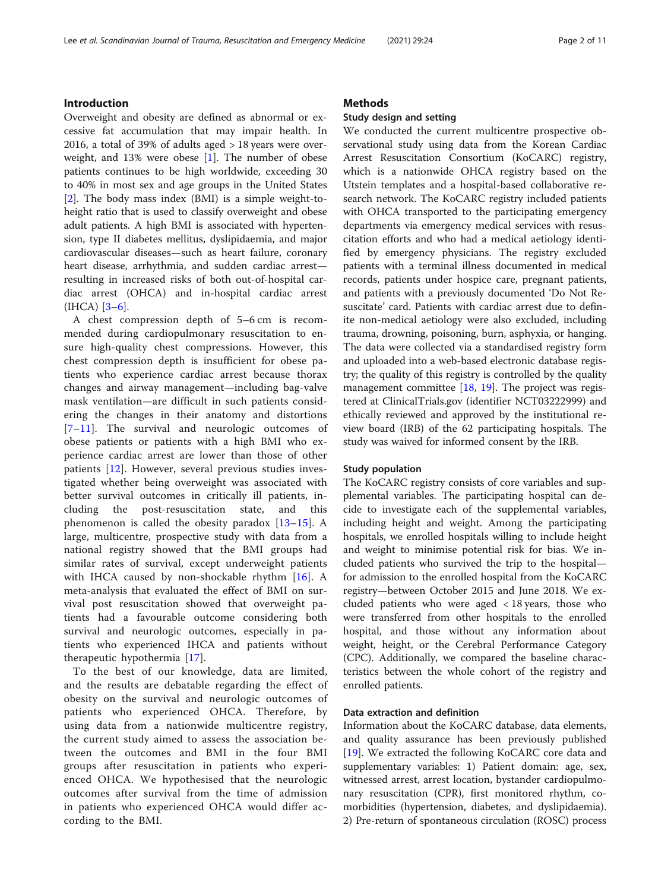## Introduction

Overweight and obesity are defined as abnormal or excessive fat accumulation that may impair health. In 2016, a total of 39% of adults aged > 18 years were overweight, and 13% were obese [1]. The number of obese patients continues to be high worldwide, exceeding 30 to 40% in most sex and age groups in the United States [2]. The body mass index (BMI) is a simple weight-to-height ratio that is used to classify overweight and obese adult patients. A high BMI is associated with hypertension, type II diabetes mellitus, dyslipidaemia, and major cardiovascular diseases—such as heart failure, coronary heart disease, arrhythmia, and sudden cardiac arrest—resulting in increased risks of both out-of-hospital cardiac arrest (OHCA) and in-hospital cardiac arrest (IHCA) [3–6].

A chest compression depth of 5–6 cm is recommended during cardiopulmonary resuscitation to ensure high-quality chest compressions. However, this chest compression depth is insufficient for obese patients who experience cardiac arrest because thorax changes and airway management—including bag-valve mask ventilation—are difficult in such patients considering the changes in their anatomy and distortions [7–11]. The survival and neurologic outcomes of obese patients or patients with a high BMI who experience cardiac arrest are lower than those of other patients [12]. However, several previous studies investigated whether being overweight was associated with better survival outcomes in critically ill patients, including the post-resuscitation state, and this phenomenon is called the obesity paradox [13–15]. A large, multicentre, prospective study with data from a national registry showed that the BMI groups had similar rates of survival, except underweight patients with IHCA caused by non-shockable rhythm [16]. A meta-analysis that evaluated the effect of BMI on survival post resuscitation showed that overweight patients had a favourable outcome considering both survival and neurologic outcomes, especially in patients who experienced IHCA and patients without therapeutic hypothermia [17].

To the best of our knowledge, data are limited, and the results are debatable regarding the effect of obesity on the survival and neurologic outcomes of patients who experienced OHCA. Therefore, by using data from a nationwide multicentre registry, the current study aimed to assess the association between the outcomes and BMI in the four BMI groups after resuscitation in patients who experienced OHCA. We hypothesised that the neurologic outcomes after survival from the time of admission in patients who experienced OHCA would differ according to the BMI.

## Methods

### Study design and setting

We conducted the current multicentre prospective observational study using data from the Korean Cardiac Arrest Resuscitation Consortium (KoCARC) registry, which is a nationwide OHCA registry based on the Utstein templates and a hospital-based collaborative research network. The KoCARC registry included patients with OHCA transported to the participating emergency departments via emergency medical services with resuscitation efforts and who had a medical aetiology identified by emergency physicians. The registry excluded patients with a terminal illness documented in medical records, patients under hospice care, pregnant patients, and patients with a previously documented 'Do Not Resuscitate' card. Patients with cardiac arrest due to definite non-medical aetiology were also excluded, including trauma, drowning, poisoning, burn, asphyxia, or hanging. The data were collected via a standardised registry form and uploaded into a web-based electronic database registry; the quality of this registry is controlled by the quality management committee [18, 19]. The project was registered at ClinicalTrials.gov (identifier NCT03222999) and ethically reviewed and approved by the institutional review board (IRB) of the 62 participating hospitals. The study was waived for informed consent by the IRB.

### Study population

The KoCARC registry consists of core variables and supplemental variables. The participating hospital can decide to investigate each of the supplemental variables, including height and weight. Among the participating hospitals, we enrolled hospitals willing to include height and weight to minimise potential risk for bias. We included patients who survived the trip to the hospital—for admission to the enrolled hospital from the KoCARC registry—between October 2015 and June 2018. We excluded patients who were aged < 18 years, those who were transferred from other hospitals to the enrolled hospital, and those without any information about weight, height, or the Cerebral Performance Category (CPC). Additionally, we compared the baseline characteristics between the whole cohort of the registry and enrolled patients.

### Data extraction and definition

Information about the KoCARC database, data elements, and quality assurance has been previously published [19]. We extracted the following KoCARC core data and supplementary variables: 1) Patient domain: age, sex, witnessed arrest, arrest location, bystander cardiopulmonary resuscitation (CPR), first monitored rhythm, comorbidities (hypertension, diabetes, and dyslipidaemia). 2) Pre-return of spontaneous circulation (ROSC) process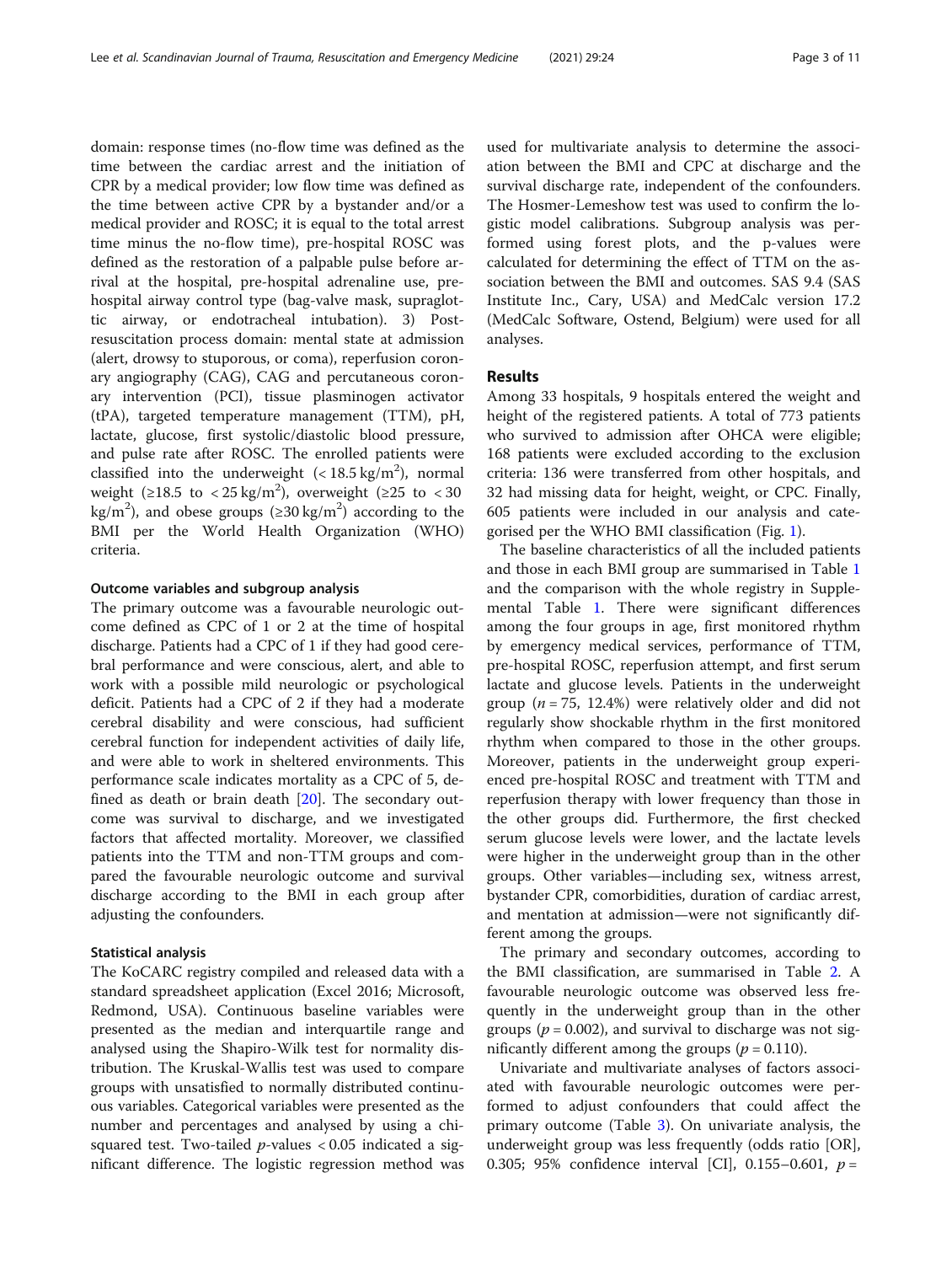domain: response times (no-flow time was defined as the time between the cardiac arrest and the initiation of CPR by a medical provider; low flow time was defined as the time between active CPR by a bystander and/or a medical provider and ROSC; it is equal to the total arrest time minus the no-flow time), pre-hospital ROSC was defined as the restoration of a palpable pulse before arrival at the hospital, pre-hospital adrenaline use, pre-hospital airway control type (bag-valve mask, supraglottic airway, or endotracheal intubation). 3) Post-resuscitation process domain: mental state at admission (alert, drowsy to stuporous, or coma), reperfusion coronary angiography (CAG), CAG and percutaneous coronary intervention (PCI), tissue plasminogen activator (tPA), targeted temperature management (TTM), pH, lactate, glucose, first systolic/diastolic blood pressure, and pulse rate after ROSC. The enrolled patients were classified into the underweight ($< 18.5\ kg/m^2$), normal weight ($\geq 18.5$ to $< 25\ kg/m^2$), overweight ($\geq 25$ to $< 30\ kg/m^2$), and obese groups ($\geq 30\ kg/m^2$) according to the BMI per the World Health Organization (WHO) criteria.

### Outcome variables and subgroup analysis

The primary outcome was a favourable neurologic outcome defined as CPC of 1 or 2 at the time of hospital discharge. Patients had a CPC of 1 if they had good cerebral performance and were conscious, alert, and able to work with a possible mild neurologic or psychological deficit. Patients had a CPC of 2 if they had a moderate cerebral disability and were conscious, had sufficient cerebral function for independent activities of daily life, and were able to work in sheltered environments. This performance scale indicates mortality as a CPC of 5, defined as death or brain death [20]. The secondary outcome was survival to discharge, and we investigated factors that affected mortality. Moreover, we classified patients into the TTM and non-TTM groups and compared the favourable neurologic outcome and survival discharge according to the BMI in each group after adjusting the confounders.

### Statistical analysis

The KoCARC registry compiled and released data with a standard spreadsheet application (Excel 2016; Microsoft, Redmond, USA). Continuous baseline variables were presented as the median and interquartile range and analysed using the Shapiro-Wilk test for normality distribution. The Kruskal-Wallis test was used to compare groups with unsatisfied to normally distributed continuous variables. Categorical variables were presented as the number and percentages and analysed by using a chi-squared test. Two-tailed $p$-values $< 0.05$ indicated a significant difference. The logistic regression method was used for multivariate analysis to determine the association between the BMI and CPC at discharge and the survival discharge rate, independent of the confounders. The Hosmer-Lemeshow test was used to confirm the logistic model calibrations. Subgroup analysis was performed using forest plots, and the p-values were calculated for determining the effect of TTM on the association between the BMI and outcomes. SAS 9.4 (SAS Institute Inc., Cary, USA) and MedCalc version 17.2 (MedCalc Software, Ostend, Belgium) were used for all analyses.

## Results

Among 33 hospitals, 9 hospitals entered the weight and height of the registered patients. A total of 773 patients who survived to admission after OHCA were eligible; 168 patients were excluded according to the exclusion criteria: 136 were transferred from other hospitals, and 32 had missing data for height, weight, or CPC. Finally, 605 patients were included in our analysis and categorised per the WHO BMI classification (Fig. 1).

The baseline characteristics of all the included patients and those in each BMI group are summarised in Table 1 and the comparison with the whole registry in Supplemental Table 1. There were significant differences among the four groups in age, first monitored rhythm by emergency medical services, performance of TTM, pre-hospital ROSC, reperfusion attempt, and first serum lactate and glucose levels. Patients in the underweight group ($n = 75$, 12.4%) were relatively older and did not regularly show shockable rhythm in the first monitored rhythm when compared to those in the other groups. Moreover, patients in the underweight group experienced pre-hospital ROSC and treatment with TTM and reperfusion therapy with lower frequency than those in the other groups did. Furthermore, the first checked serum glucose levels were lower, and the lactate levels were higher in the underweight group than in the other groups. Other variables—including sex, witness arrest, bystander CPR, comorbidities, duration of cardiac arrest, and mentation at admission—were not significantly different among the groups.

The primary and secondary outcomes, according to the BMI classification, are summarised in Table 2. A favourable neurologic outcome was observed less frequently in the underweight group than in the other groups ($p = 0.002$), and survival to discharge was not significantly different among the groups ($p = 0.110$).

Univariate and multivariate analyses of factors associated with favourable neurologic outcomes were performed to adjust confounders that could affect the primary outcome (Table 3). On univariate analysis, the underweight group was less frequently (odds ratio [OR], 0.305; 95% confidence interval [CI], 0.155–0.601, $p =$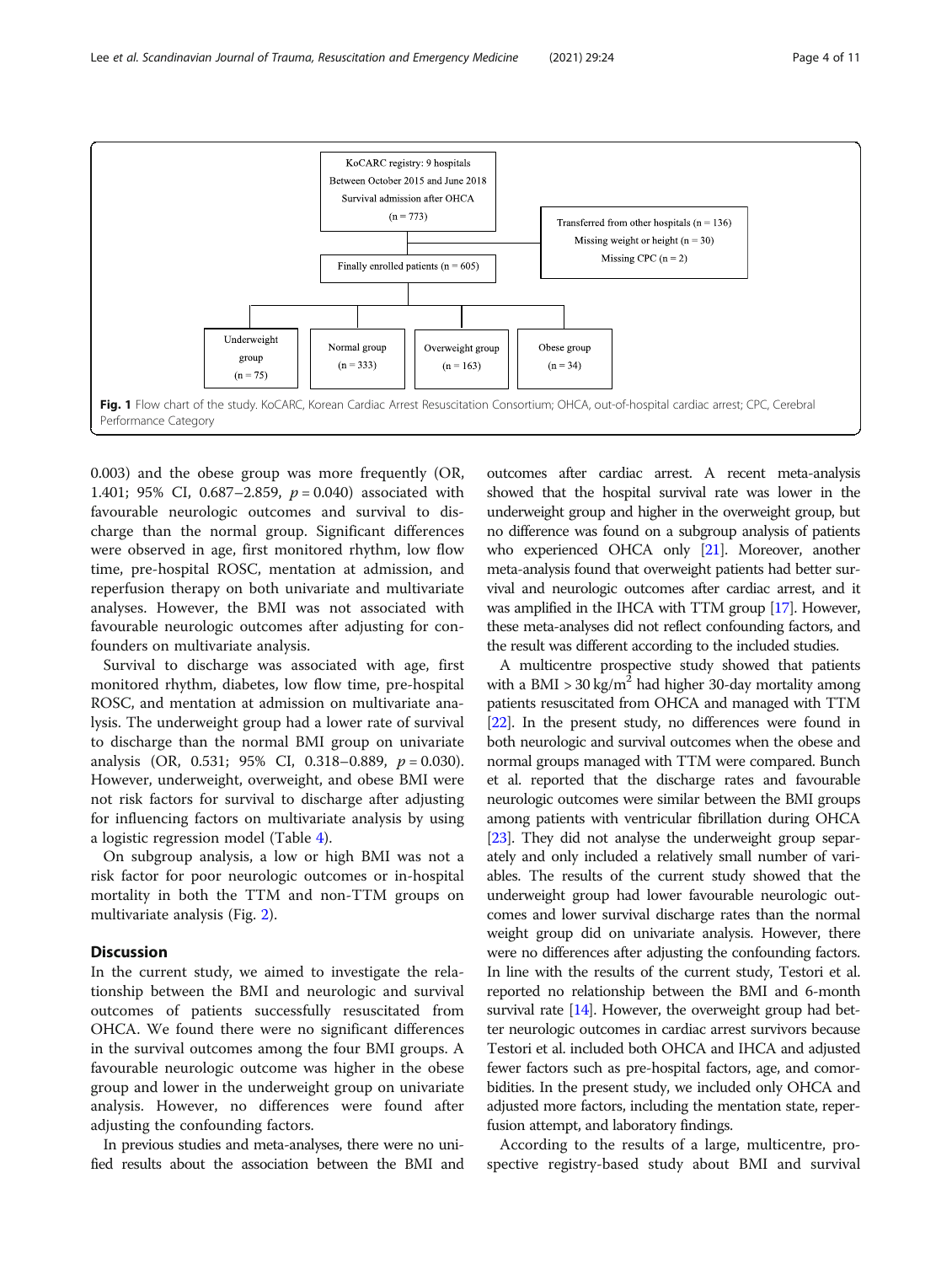KoCARC registry: 9 hospitals
Between October 2015 and June 2018
Survival admission after OHCA
(n = 773)

Transferred from other hospitals (n = 136)
Missing weight or height (n = 30)
Missing CPC (n = 2)

Finally enrolled patients (n = 605)

Underweight group (n = 75)

Normal group (n = 333)

Overweight group (n = 163)

Obese group (n = 34)

**Fig. 1** Flow chart of the study. KoCARC, Korean Cardiac Arrest Resuscitation Consortium; OHCA, out-of-hospital cardiac arrest; CPC, Cerebral Performance Category

0.003) and the obese group was more frequently (OR, 1.401; 95% CI, 0.687–2.859, $p = 0.040$) associated with favourable neurologic outcomes and survival to discharge than the normal group. Significant differences were observed in age, first monitored rhythm, low flow time, pre-hospital ROSC, mentation at admission, and reperfusion therapy on both univariate and multivariate analyses. However, the BMI was not associated with favourable neurologic outcomes after adjusting for confounders on multivariate analysis.

Survival to discharge was associated with age, first monitored rhythm, diabetes, low flow time, pre-hospital ROSC, and mentation at admission on multivariate analysis. The underweight group had a lower rate of survival to discharge than the normal BMI group on univariate analysis (OR, 0.531; 95% CI, 0.318–0.889, $p = 0.030$). However, underweight, overweight, and obese BMI were not risk factors for survival to discharge after adjusting for influencing factors on multivariate analysis by using a logistic regression model (Table 4).

On subgroup analysis, a low or high BMI was not a risk factor for poor neurologic outcomes or in-hospital mortality in both the TTM and non-TTM groups on multivariate analysis (Fig. 2).

## Discussion

In the current study, we aimed to investigate the relationship between the BMI and neurologic and survival outcomes of patients successfully resuscitated from OHCA. We found there were no significant differences in the survival outcomes among the four BMI groups. A favourable neurologic outcome was higher in the obese group and lower in the underweight group on univariate analysis. However, no differences were found after adjusting the confounding factors.

In previous studies and meta-analyses, there were no unified results about the association between the BMI and outcomes after cardiac arrest. A recent meta-analysis showed that the hospital survival rate was lower in the underweight group and higher in the overweight group, but no difference was found on a subgroup analysis of patients who experienced OHCA only [21]. Moreover, another meta-analysis found that overweight patients had better survival and neurologic outcomes after cardiac arrest, and it was amplified in the IHCA with TTM group [17]. However, these meta-analyses did not reflect confounding factors, and the result was different according to the included studies.

A multicentre prospective study showed that patients with a BMI > 30 kg/m$^2$ had higher 30-day mortality among patients resuscitated from OHCA and managed with TTM [22]. In the present study, no differences were found in both neurologic and survival outcomes when the obese and normal groups managed with TTM were compared. Bunch et al. reported that the discharge rates and favourable neurologic outcomes were similar between the BMI groups among patients with ventricular fibrillation during OHCA [23]. They did not analyse the underweight group separately and only included a relatively small number of variables. The results of the current study showed that the underweight group had lower favourable neurologic outcomes and lower survival discharge rates than the normal weight group did on univariate analysis. However, there were no differences after adjusting the confounding factors. In line with the results of the current study, Testori et al. reported no relationship between the BMI and 6-month survival rate [14]. However, the overweight group had better neurologic outcomes in cardiac arrest survivors because Testori et al. included both OHCA and IHCA and adjusted fewer factors such as pre-hospital factors, age, and comorbidities. In the present study, we included only OHCA and adjusted more factors, including the mentation state, reperfusion attempt, and laboratory findings.

According to the results of a large, multicentre, prospective registry-based study about BMI and survival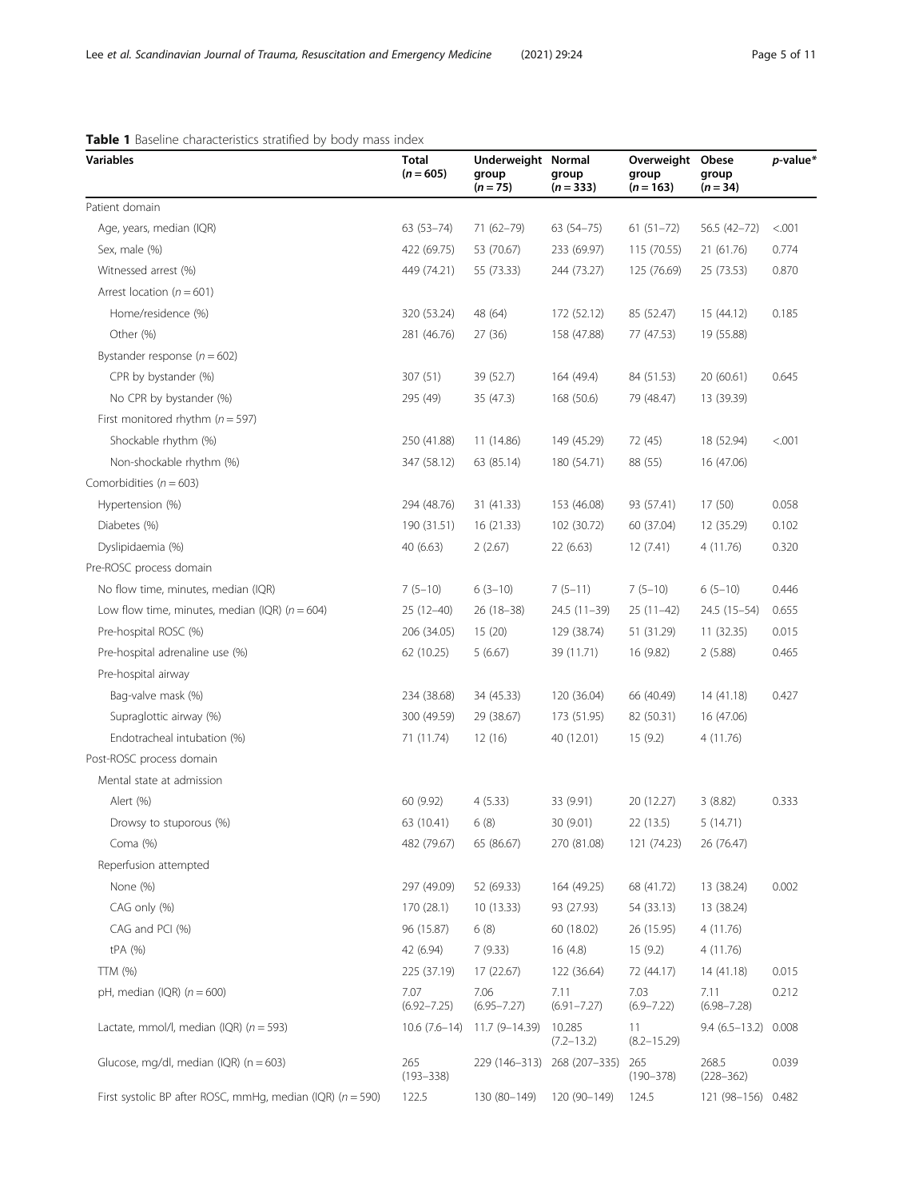**Table 1** Baseline characteristics stratified by body mass index

| Variables | Total (*n* = 605) | Underweight group (*n* = 75) | Normal group (*n* = 333) | Overweight group (*n* = 163) | Obese group (*n* = 34) | *p*-value* |
|---|---|---|---|---|---|---|
| Patient domain | | | | | | |
| Age, years, median (IQR) | 63 (53–74) | 71 (62–79) | 63 (54–75) | 61 (51–72) | 56.5 (42–72) | <.001 |
| Sex, male (%) | 422 (69.75) | 53 (70.67) | 233 (69.97) | 115 (70.55) | 21 (61.76) | 0.774 |
| Witnessed arrest (%) | 449 (74.21) | 55 (73.33) | 244 (73.27) | 125 (76.69) | 25 (73.53) | 0.870 |
| Arrest location (*n* = 601) | | | | | | |
| Home/residence (%) | 320 (53.24) | 48 (64) | 172 (52.12) | 85 (52.47) | 15 (44.12) | 0.185 |
| Other (%) | 281 (46.76) | 27 (36) | 158 (47.88) | 77 (47.53) | 19 (55.88) | |
| Bystander response (*n* = 602) | | | | | | |
| CPR by bystander (%) | 307 (51) | 39 (52.7) | 164 (49.4) | 84 (51.53) | 20 (60.61) | 0.645 |
| No CPR by bystander (%) | 295 (49) | 35 (47.3) | 168 (50.6) | 79 (48.47) | 13 (39.39) | |
| First monitored rhythm (*n* = 597) | | | | | | |
| Shockable rhythm (%) | 250 (41.88) | 11 (14.86) | 149 (45.29) | 72 (45) | 18 (52.94) | <.001 |
| Non-shockable rhythm (%) | 347 (58.12) | 63 (85.14) | 180 (54.71) | 88 (55) | 16 (47.06) | |
| Comorbidities (*n* = 603) | | | | | | |
| Hypertension (%) | 294 (48.76) | 31 (41.33) | 153 (46.08) | 93 (57.41) | 17 (50) | 0.058 |
| Diabetes (%) | 190 (31.51) | 16 (21.33) | 102 (30.72) | 60 (37.04) | 12 (35.29) | 0.102 |
| Dyslipidaemia (%) | 40 (6.63) | 2 (2.67) | 22 (6.63) | 12 (7.41) | 4 (11.76) | 0.320 |
| Pre-ROSC process domain | | | | | | |
| No flow time, minutes, median (IQR) | 7 (5–10) | 6 (3–10) | 7 (5–11) | 7 (5–10) | 6 (5–10) | 0.446 |
| Low flow time, minutes, median (IQR) (*n* = 604) | 25 (12–40) | 26 (18–38) | 24.5 (11–39) | 25 (11–42) | 24.5 (15–54) | 0.655 |
| Pre-hospital ROSC (%) | 206 (34.05) | 15 (20) | 129 (38.74) | 51 (31.29) | 11 (32.35) | 0.015 |
| Pre-hospital adrenaline use (%) | 62 (10.25) | 5 (6.67) | 39 (11.71) | 16 (9.82) | 2 (5.88) | 0.465 |
| Pre-hospital airway | | | | | | |
| Bag-valve mask (%) | 234 (38.68) | 34 (45.33) | 120 (36.04) | 66 (40.49) | 14 (41.18) | 0.427 |
| Supraglottic airway (%) | 300 (49.59) | 29 (38.67) | 173 (51.95) | 82 (50.31) | 16 (47.06) | |
| Endotracheal intubation (%) | 71 (11.74) | 12 (16) | 40 (12.01) | 15 (9.2) | 4 (11.76) | |
| Post-ROSC process domain | | | | | | |
| Mental state at admission | | | | | | |
| Alert (%) | 60 (9.92) | 4 (5.33) | 33 (9.91) | 20 (12.27) | 3 (8.82) | 0.333 |
| Drowsy to stuporous (%) | 63 (10.41) | 6 (8) | 30 (9.01) | 22 (13.5) | 5 (14.71) | |
| Coma (%) | 482 (79.67) | 65 (86.67) | 270 (81.08) | 121 (74.23) | 26 (76.47) | |
| Reperfusion attempted | | | | | | |
| None (%) | 297 (49.09) | 52 (69.33) | 164 (49.25) | 68 (41.72) | 13 (38.24) | 0.002 |
| CAG only (%) | 170 (28.1) | 10 (13.33) | 93 (27.93) | 54 (33.13) | 13 (38.24) | |
| CAG and PCI (%) | 96 (15.87) | 6 (8) | 60 (18.02) | 26 (15.95) | 4 (11.76) | |
| tPA (%) | 42 (6.94) | 7 (9.33) | 16 (4.8) | 15 (9.2) | 4 (11.76) | |
| TTM (%) | 225 (37.19) | 17 (22.67) | 122 (36.64) | 72 (44.17) | 14 (41.18) | 0.015 |
| pH, median (IQR) (*n* = 600) | 7.07 (6.92–7.25) | 7.06 (6.95–7.27) | 7.11 (6.91–7.27) | 7.03 (6.9–7.22) | 7.11 (6.98–7.28) | 0.212 |
| Lactate, mmol/l, median (IQR) (*n* = 593) | 10.6 (7.6–14) | 11.7 (9–14.39) | 10.285 (7.2–13.2) | 11 (8.2–15.29) | 9.4 (6.5–13.2) | 0.008 |
| Glucose, mg/dl, median (IQR) (n = 603) | 265 (193–338) | 229 (146–313) | 268 (207–335) | 265 (190–378) | 268.5 (228–362) | 0.039 |
| First systolic BP after ROSC, mmHg, median (IQR) (*n* = 590) | 122.5 | 130 (80–149) | 120 (90–149) | 124.5 | 121 (98–156) | 0.482 |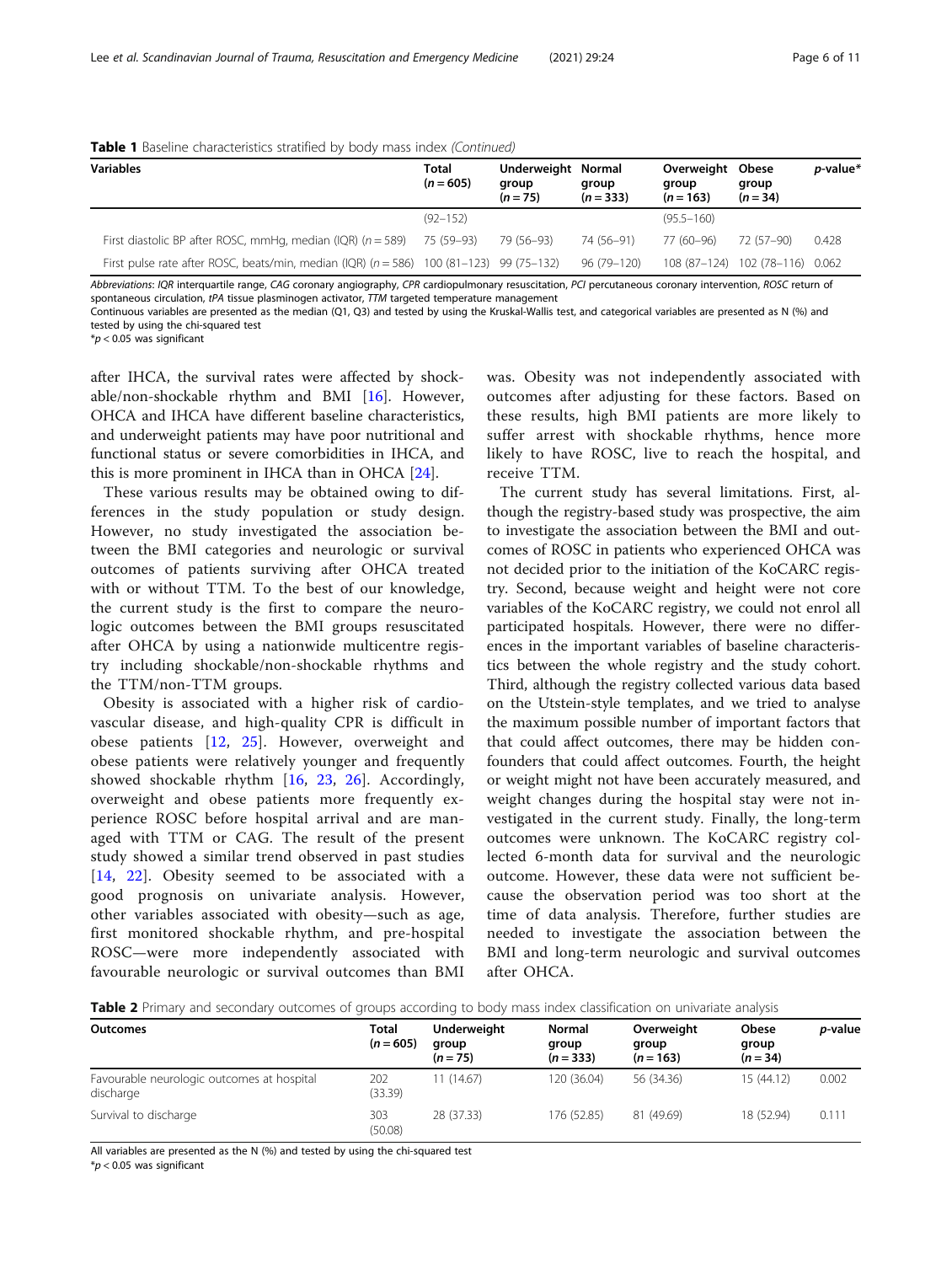**Table 1** Baseline characteristics stratified by body mass index *(Continued)*

| Variables | Total (*n* = 605) | Underweight group (*n* = 75) | Normal group (*n* = 333) | Overweight group (*n* = 163) | Obese group (*n* = 34) | *p*-value* |
|---|---|---|---|---|---|---|
| | (92–152) | | | (95.5–160) | | |
| First diastolic BP after ROSC, mmHg, median (IQR) (*n* = 589) | 75 (59–93) | 79 (56–93) | 74 (56–91) | 77 (60–96) | 72 (57–90) | 0.428 |
| First pulse rate after ROSC, beats/min, median (IQR) (*n* = 586) | 100 (81–123) | 99 (75–132) | 96 (79–120) | 108 (87–124) | 102 (78–116) | 0.062 |

*Abbreviations*: *IQR* interquartile range, *CAG* coronary angiography, *CPR* cardiopulmonary resuscitation, *PCI* percutaneous coronary intervention, *ROSC* return of spontaneous circulation, *tPA* tissue plasminogen activator, *TTM* targeted temperature management

Continuous variables are presented as the median (Q1, Q3) and tested by using the Kruskal-Wallis test, and categorical variables are presented as N (%) and tested by using the chi-squared test

*$p < 0.05$ was significant

after IHCA, the survival rates were affected by shockable/non-shockable rhythm and BMI [16]. However, OHCA and IHCA have different baseline characteristics, and underweight patients may have poor nutritional and functional status or severe comorbidities in IHCA, and this is more prominent in IHCA than in OHCA [24].

These various results may be obtained owing to differences in the study population or study design. However, no study investigated the association between the BMI categories and neurologic or survival outcomes of patients surviving after OHCA treated with or without TTM. To the best of our knowledge, the current study is the first to compare the neurologic outcomes between the BMI groups resuscitated after OHCA by using a nationwide multicentre registry including shockable/non-shockable rhythms and the TTM/non-TTM groups.

Obesity is associated with a higher risk of cardiovascular disease, and high-quality CPR is difficult in obese patients [12, 25]. However, overweight and obese patients were relatively younger and frequently showed shockable rhythm [16, 23, 26]. Accordingly, overweight and obese patients more frequently experience ROSC before hospital arrival and are managed with TTM or CAG. The result of the present study showed a similar trend observed in past studies [14, 22]. Obesity seemed to be associated with a good prognosis on univariate analysis. However, other variables associated with obesity—such as age, first monitored shockable rhythm, and pre-hospital ROSC—were more independently associated with favourable neurologic or survival outcomes than BMI was. Obesity was not independently associated with outcomes after adjusting for these factors. Based on these results, high BMI patients are more likely to suffer arrest with shockable rhythms, hence more likely to have ROSC, live to reach the hospital, and receive TTM.

The current study has several limitations. First, although the registry-based study was prospective, the aim to investigate the association between the BMI and outcomes of ROSC in patients who experienced OHCA was not decided prior to the initiation of the KoCARC registry. Second, because weight and height were not core variables of the KoCARC registry, we could not enrol all participated hospitals. However, there were no differences in the important variables of baseline characteristics between the whole registry and the study cohort. Third, although the registry collected various data based on the Utstein-style templates, and we tried to analyse the maximum possible number of important factors that that could affect outcomes, there may be hidden confounders that could affect outcomes. Fourth, the height or weight might not have been accurately measured, and weight changes during the hospital stay were not investigated in the current study. Finally, the long-term outcomes were unknown. The KoCARC registry collected 6-month data for survival and the neurologic outcome. However, these data were not sufficient because the observation period was too short at the time of data analysis. Therefore, further studies are needed to investigate the association between the BMI and long-term neurologic and survival outcomes after OHCA.

**Table 2** Primary and secondary outcomes of groups according to body mass index classification on univariate analysis

| Outcomes | Total (*n* = 605) | Underweight group (*n* = 75) | Normal group (*n* = 333) | Overweight group (*n* = 163) | Obese group (*n* = 34) | *p*-value |
|---|---|---|---|---|---|---|
| Favourable neurologic outcomes at hospital discharge | 202 (33.39) | 11 (14.67) | 120 (36.04) | 56 (34.36) | 15 (44.12) | 0.002 |
| Survival to discharge | 303 (50.08) | 28 (37.33) | 176 (52.85) | 81 (49.69) | 18 (52.94) | 0.111 |

All variables are presented as the N (%) and tested by using the chi-squared test

*$p < 0.05$ was significant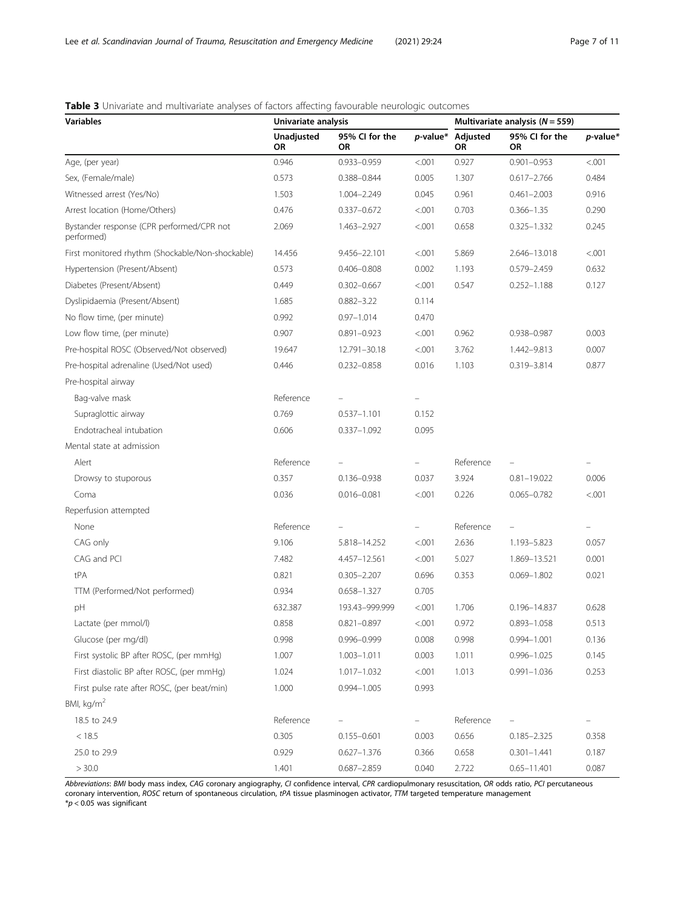**Table 3** Univariate and multivariate analyses of factors affecting favourable neurologic outcomes

| Variables | Univariate analysis | | | Multivariate analysis ($N = 559$) | | |
|---|---|---|---|---|---|---|
| | Unadjusted OR | 95% CI for the OR | *p*-value* | Adjusted OR | 95% CI for the OR | *p*-value* |
| Age, (per year) | 0.946 | 0.933–0.959 | <.001 | 0.927 | 0.901–0.953 | <.001 |
| Sex, (Female/male) | 0.573 | 0.388–0.844 | 0.005 | 1.307 | 0.617–2.766 | 0.484 |
| Witnessed arrest (Yes/No) | 1.503 | 1.004–2.249 | 0.045 | 0.961 | 0.461–2.003 | 0.916 |
| Arrest location (Home/Others) | 0.476 | 0.337–0.672 | <.001 | 0.703 | 0.366–1.35 | 0.290 |
| Bystander response (CPR performed/CPR not performed) | 2.069 | 1.463–2.927 | <.001 | 0.658 | 0.325–1.332 | 0.245 |
| First monitored rhythm (Shockable/Non-shockable) | 14.456 | 9.456–22.101 | <.001 | 5.869 | 2.646–13.018 | <.001 |
| Hypertension (Present/Absent) | 0.573 | 0.406–0.808 | 0.002 | 1.193 | 0.579–2.459 | 0.632 |
| Diabetes (Present/Absent) | 0.449 | 0.302–0.667 | <.001 | 0.547 | 0.252–1.188 | 0.127 |
| Dyslipidaemia (Present/Absent) | 1.685 | 0.882–3.22 | 0.114 | | | |
| No flow time, (per minute) | 0.992 | 0.97–1.014 | 0.470 | | | |
| Low flow time, (per minute) | 0.907 | 0.891–0.923 | <.001 | 0.962 | 0.938–0.987 | 0.003 |
| Pre-hospital ROSC (Observed/Not observed) | 19.647 | 12.791–30.18 | <.001 | 3.762 | 1.442–9.813 | 0.007 |
| Pre-hospital adrenaline (Used/Not used) | 0.446 | 0.232–0.858 | 0.016 | 1.103 | 0.319–3.814 | 0.877 |
| Pre-hospital airway | | | | | | |
| Bag-valve mask | Reference | – | – | | | |
| Supraglottic airway | 0.769 | 0.537–1.101 | 0.152 | | | |
| Endotracheal intubation | 0.606 | 0.337–1.092 | 0.095 | | | |
| Mental state at admission | | | | | | |
| Alert | Reference | – | – | Reference | – | – |
| Drowsy to stuporous | 0.357 | 0.136–0.938 | 0.037 | 3.924 | 0.81–19.022 | 0.006 |
| Coma | 0.036 | 0.016–0.081 | <.001 | 0.226 | 0.065–0.782 | <.001 |
| Reperfusion attempted | | | | | | |
| None | Reference | – | – | Reference | – | – |
| CAG only | 9.106 | 5.818–14.252 | <.001 | 2.636 | 1.193–5.823 | 0.057 |
| CAG and PCI | 7.482 | 4.457–12.561 | <.001 | 5.027 | 1.869–13.521 | 0.001 |
| tPA | 0.821 | 0.305–2.207 | 0.696 | 0.353 | 0.069–1.802 | 0.021 |
| TTM (Performed/Not performed) | 0.934 | 0.658–1.327 | 0.705 | | | |
| pH | 632.387 | 193.43–999.999 | <.001 | 1.706 | 0.196–14.837 | 0.628 |
| Lactate (per mmol/l) | 0.858 | 0.821–0.897 | <.001 | 0.972 | 0.893–1.058 | 0.513 |
| Glucose (per mg/dl) | 0.998 | 0.996–0.999 | 0.008 | 0.998 | 0.994–1.001 | 0.136 |
| First systolic BP after ROSC, (per mmHg) | 1.007 | 1.003–1.011 | 0.003 | 1.011 | 0.996–1.025 | 0.145 |
| First diastolic BP after ROSC, (per mmHg) | 1.024 | 1.017–1.032 | <.001 | 1.013 | 0.991–1.036 | 0.253 |
| First pulse rate after ROSC, (per beat/min) | 1.000 | 0.994–1.005 | 0.993 | | | |
| BMI, kg/m$^2$ | | | | | | |
| 18.5 to 24.9 | Reference | – | – | Reference | – | – |
| < 18.5 | 0.305 | 0.155–0.601 | 0.003 | 0.656 | 0.185–2.325 | 0.358 |
| 25.0 to 29.9 | 0.929 | 0.627–1.376 | 0.366 | 0.658 | 0.301–1.441 | 0.187 |
| > 30.0 | 1.401 | 0.687–2.859 | 0.040 | 2.722 | 0.65–11.401 | 0.087 |

*Abbreviations*: *BMI* body mass index, *CAG* coronary angiography, *CI* confidence interval, *CPR* cardiopulmonary resuscitation, *OR* odds ratio, *PCI* percutaneous coronary intervention, *ROSC* return of spontaneous circulation, *tPA* tissue plasminogen activator, *TTM* targeted temperature management
*$p < 0.05$ was significant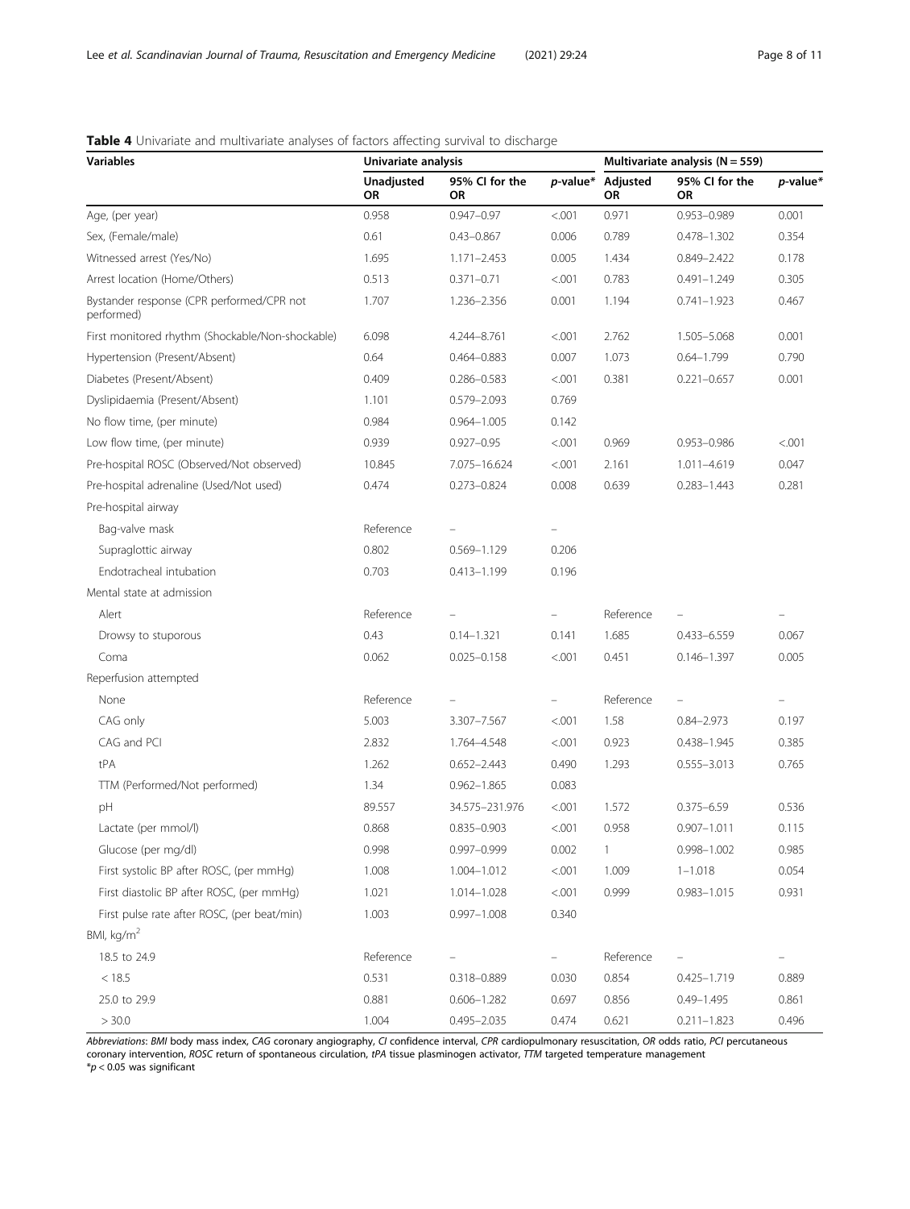**Table 4** Univariate and multivariate analyses of factors affecting survival to discharge

| Variables | Univariate analysis | | | Multivariate analysis (N = 559) | | |
|---|---|---|---|---|---|---|
| | Unadjusted OR | 95% CI for the OR | *p*-value* | Adjusted OR | 95% CI for the OR | *p*-value* |
| Age, (per year) | 0.958 | 0.947–0.97 | <.001 | 0.971 | 0.953–0.989 | 0.001 |
| Sex, (Female/male) | 0.61 | 0.43–0.867 | 0.006 | 0.789 | 0.478–1.302 | 0.354 |
| Witnessed arrest (Yes/No) | 1.695 | 1.171–2.453 | 0.005 | 1.434 | 0.849–2.422 | 0.178 |
| Arrest location (Home/Others) | 0.513 | 0.371–0.71 | <.001 | 0.783 | 0.491–1.249 | 0.305 |
| Bystander response (CPR performed/CPR not performed) | 1.707 | 1.236–2.356 | 0.001 | 1.194 | 0.741–1.923 | 0.467 |
| First monitored rhythm (Shockable/Non-shockable) | 6.098 | 4.244–8.761 | <.001 | 2.762 | 1.505–5.068 | 0.001 |
| Hypertension (Present/Absent) | 0.64 | 0.464–0.883 | 0.007 | 1.073 | 0.64–1.799 | 0.790 |
| Diabetes (Present/Absent) | 0.409 | 0.286–0.583 | <.001 | 0.381 | 0.221–0.657 | 0.001 |
| Dyslipidaemia (Present/Absent) | 1.101 | 0.579–2.093 | 0.769 | | | |
| No flow time, (per minute) | 0.984 | 0.964–1.005 | 0.142 | | | |
| Low flow time, (per minute) | 0.939 | 0.927–0.95 | <.001 | 0.969 | 0.953–0.986 | <.001 |
| Pre-hospital ROSC (Observed/Not observed) | 10.845 | 7.075–16.624 | <.001 | 2.161 | 1.011–4.619 | 0.047 |
| Pre-hospital adrenaline (Used/Not used) | 0.474 | 0.273–0.824 | 0.008 | 0.639 | 0.283–1.443 | 0.281 |
| Pre-hospital airway | | | | | | |
| Bag-valve mask | Reference | – | – | | | |
| Supraglottic airway | 0.802 | 0.569–1.129 | 0.206 | | | |
| Endotracheal intubation | 0.703 | 0.413–1.199 | 0.196 | | | |
| Mental state at admission | | | | | | |
| Alert | Reference | – | – | Reference | – | – |
| Drowsy to stuporous | 0.43 | 0.14–1.321 | 0.141 | 1.685 | 0.433–6.559 | 0.067 |
| Coma | 0.062 | 0.025–0.158 | <.001 | 0.451 | 0.146–1.397 | 0.005 |
| Reperfusion attempted | | | | | | |
| None | Reference | – | – | Reference | – | – |
| CAG only | 5.003 | 3.307–7.567 | <.001 | 1.58 | 0.84–2.973 | 0.197 |
| CAG and PCI | 2.832 | 1.764–4.548 | <.001 | 0.923 | 0.438–1.945 | 0.385 |
| tPA | 1.262 | 0.652–2.443 | 0.490 | 1.293 | 0.555–3.013 | 0.765 |
| TTM (Performed/Not performed) | 1.34 | 0.962–1.865 | 0.083 | | | |
| pH | 89.557 | 34.575–231.976 | <.001 | 1.572 | 0.375–6.59 | 0.536 |
| Lactate (per mmol/l) | 0.868 | 0.835–0.903 | <.001 | 0.958 | 0.907–1.011 | 0.115 |
| Glucose (per mg/dl) | 0.998 | 0.997–0.999 | 0.002 | 1 | 0.998–1.002 | 0.985 |
| First systolic BP after ROSC, (per mmHg) | 1.008 | 1.004–1.012 | <.001 | 1.009 | 1–1.018 | 0.054 |
| First diastolic BP after ROSC, (per mmHg) | 1.021 | 1.014–1.028 | <.001 | 0.999 | 0.983–1.015 | 0.931 |
| First pulse rate after ROSC, (per beat/min) | 1.003 | 0.997–1.008 | 0.340 | | | |
| BMI, kg/m$^2$ | | | | | | |
| 18.5 to 24.9 | Reference | – | – | Reference | – | – |
| < 18.5 | 0.531 | 0.318–0.889 | 0.030 | 0.854 | 0.425–1.719 | 0.889 |
| 25.0 to 29.9 | 0.881 | 0.606–1.282 | 0.697 | 0.856 | 0.49–1.495 | 0.861 |
| > 30.0 | 1.004 | 0.495–2.035 | 0.474 | 0.621 | 0.211–1.823 | 0.496 |

*Abbreviations*: *BMI* body mass index, *CAG* coronary angiography, *CI* confidence interval, *CPR* cardiopulmonary resuscitation, *OR* odds ratio, *PCI* percutaneous coronary intervention, *ROSC* return of spontaneous circulation, *tPA* tissue plasminogen activator, *TTM* targeted temperature management

*$p < 0.05$ was significant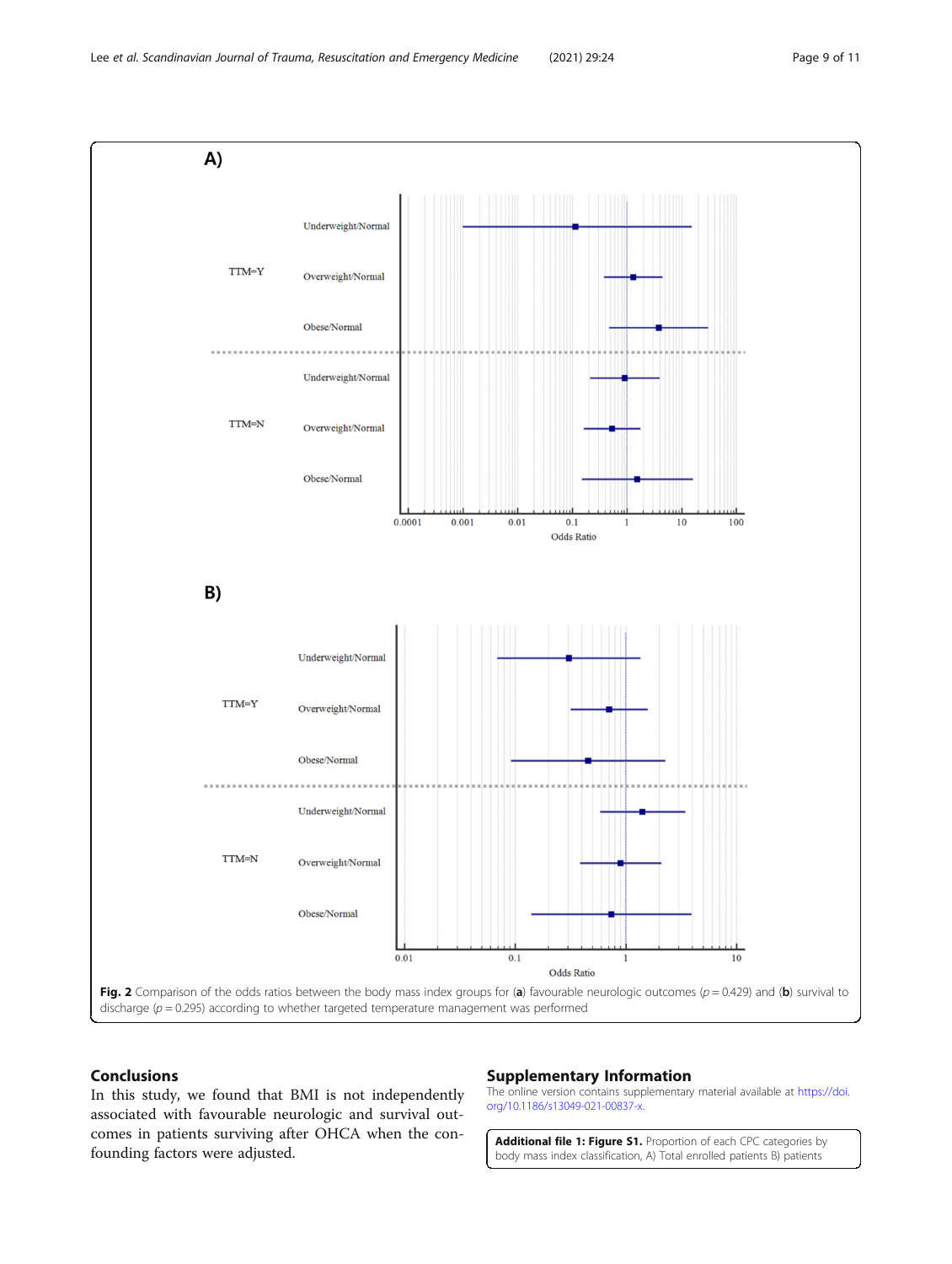**Fig. 2** Comparison of the odds ratios between the body mass index groups for (**a**) favourable neurologic outcomes ($p = 0.429$) and (**b**) survival to discharge ($p = 0.295$) according to whether targeted temperature management was performed

## Conclusions

In this study, we found that BMI is not independently associated with favourable neurologic and survival outcomes in patients surviving after OHCA when the confounding factors were adjusted.

## Supplementary Information

The online version contains supplementary material available at https://doi.org/10.1186/s13049-021-00837-x.

**Additional file 1: Figure S1.** Proportion of each CPC categories by body mass index classification, A) Total enrolled patients B) patients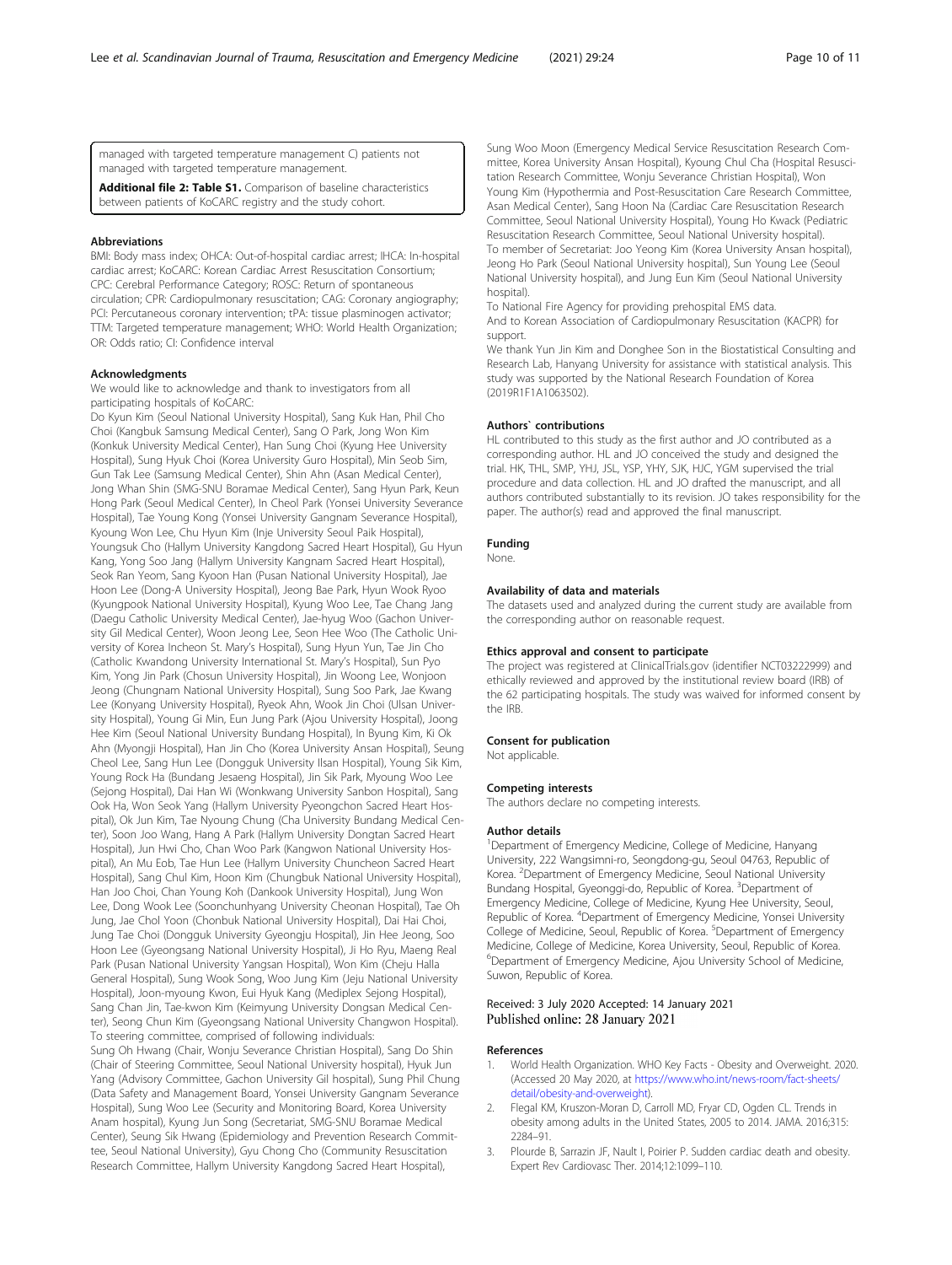managed with targeted temperature management C) patients not managed with targeted temperature management.

**Additional file 2: Table S1.** Comparison of baseline characteristics between patients of KoCARC registry and the study cohort.

### Abbreviations

BMI: Body mass index; OHCA: Out-of-hospital cardiac arrest; IHCA: In-hospital cardiac arrest; KoCARC: Korean Cardiac Arrest Resuscitation Consortium; CPC: Cerebral Performance Category; ROSC: Return of spontaneous circulation; CPR: Cardiopulmonary resuscitation; CAG: Coronary angiography; PCI: Percutaneous coronary intervention; tPA: tissue plasminogen activator; TTM: Targeted temperature management; WHO: World Health Organization; OR: Odds ratio; CI: Confidence interval

### Acknowledgments

We would like to acknowledge and thank to investigators from all participating hospitals of KoCARC:

Do Kyun Kim (Seoul National University Hospital), Sang Kuk Han, Phil Cho Choi (Kangbuk Samsung Medical Center), Sang O Park, Jong Won Kim (Konkuk University Medical Center), Han Sung Choi (Kyung Hee University Hospital), Sung Hyuk Choi (Korea University Guro Hospital), Min Seob Sim, Gun Tak Lee (Samsung Medical Center), Shin Ahn (Asan Medical Center), Jong Whan Shin (SMG-SNU Boramae Medical Center), Sang Hyun Park, Keun Hong Park (Seoul Medical Center), In Cheol Park (Yonsei University Severance Hospital), Tae Young Kong (Yonsei University Gangnam Severance Hospital), Kyoung Won Lee, Chu Hyun Kim (Inje University Seoul Paik Hospital), Youngsuk Cho (Hallym University Kangdong Sacred Heart Hospital), Gu Hyun Kang, Yong Soo Jang (Hallym University Kangnam Sacred Heart Hospital), Seok Ran Yeom, Sang Kyoon Han (Pusan National University Hospital), Jae Hoon Lee (Dong-A University Hospital), Jeong Bae Park, Hyun Wook Ryoo (Kyungpook National University Hospital), Kyung Woo Lee, Tae Chang Jang (Daegu Catholic University Medical Center), Jae-hyug Woo (Gachon University Gil Medical Center), Woon Jeong Lee, Seon Hee Woo (The Catholic University of Korea Incheon St. Mary's Hospital), Sung Hyun Yun, Tae Jin Cho (Catholic Kwandong University International St. Mary's Hospital), Sun Pyo Kim, Yong Jin Park (Chosun University Hospital), Jin Woong Lee, Wonjoon Jeong (Chungnam National University Hospital), Sung Soo Park, Jae Kwang Lee (Konyang University Hospital), Ryeok Ahn, Wook Jin Choi (Ulsan University Hospital), Young Gi Min, Eun Jung Park (Ajou University Hospital), Joong Hee Kim (Seoul National University Bundang Hospital), In Byung Kim, Ki Ok Ahn (Myongji Hospital), Han Jin Cho (Korea University Ansan Hospital), Seung Cheol Lee, Sang Hun Lee (Dongguk University Ilsan Hospital), Young Sik Kim, Young Rock Ha (Bundang Jesaeng Hospital), Jin Sik Park, Myoung Woo Lee (Sejong Hospital), Dai Han Wi (Wonkwang University Sanbon Hospital), Sang Ook Ha, Won Seok Yang (Hallym University Pyeongchon Sacred Heart Hospital), Ok Jun Kim, Tae Nyoung Chung (Cha University Bundang Medical Center), Soon Joo Wang, Hang A Park (Hallym University Dongtan Sacred Heart Hospital), Jun Hwi Cho, Chan Woo Park (Kangwon National University Hospital), An Mu Eob, Tae Hun Lee (Hallym University Chuncheon Sacred Heart Hospital), Sang Chul Kim, Hoon Kim (Chungbuk National University Hospital), Han Joo Choi, Chan Young Koh (Dankook University Hospital), Jung Won Lee, Dong Wook Lee (Soonchunhyang University Cheonan Hospital), Tae Oh Jung, Jae Chol Yoon (Chonbuk National University Hospital), Dai Hai Choi, Jung Tae Choi (Dongguk University Gyeongju Hospital), Jin Hee Jeong, Soo Hoon Lee (Gyeongsang National University Hospital), Ji Ho Ryu, Maeng Real Park (Pusan National University Yangsan Hospital), Won Kim (Cheju Halla General Hospital), Sung Wook Song, Woo Jung Kim (Jeju National University Hospital), Joon-myoung Kwon, Eui Hyuk Kang (Mediplex Sejong Hospital), Sang Chan Jin, Tae-kwon Kim (Keimyung University Dongsan Medical Center), Seong Chun Kim (Gyeongsang National University Changwon Hospital).

To steering committee, comprised of following individuals:

Sung Oh Hwang (Chair, Wonju Severance Christian Hospital), Sang Do Shin (Chair of Steering Committee, Seoul National University hospital), Hyuk Jun Yang (Advisory Committee, Gachon University Gil hospital), Sung Phil Chung (Data Safety and Management Board, Yonsei University Gangnam Severance Hospital), Sung Woo Lee (Security and Monitoring Board, Korea University Anam hospital), Kyung Jun Song (Secretariat, SMG-SNU Boramae Medical Center), Seung Sik Hwang (Epidemiology and Prevention Research Committee, Seoul National University), Gyu Chong Cho (Community Resuscitation Research Committee, Hallym University Kangdong Sacred Heart Hospital), Sung Woo Moon (Emergency Medical Service Resuscitation Research Committee, Korea University Ansan Hospital), Kyoung Chul Cha (Hospital Resuscitation Research Committee, Wonju Severance Christian Hospital), Won Young Kim (Hypothermia and Post-Resuscitation Care Research Committee, Asan Medical Center), Sang Hoon Na (Cardiac Care Resuscitation Research Committee, Seoul National University Hospital), Young Ho Kwack (Pediatric Resuscitation Research Committee, Seoul National University hospital).

To member of Secretariat: Joo Yeong Kim (Korea University Ansan hospital), Jeong Ho Park (Seoul National University hospital), Sun Young Lee (Seoul National University hospital), and Jung Eun Kim (Seoul National University hospital).

To National Fire Agency for providing prehospital EMS data.

And to Korean Association of Cardiopulmonary Resuscitation (KACPR) for support.

We thank Yun Jin Kim and Donghee Son in the Biostatistical Consulting and Research Lab, Hanyang University for assistance with statistical analysis. This study was supported by the National Research Foundation of Korea (2019R1F1A1063502).

### Authors` contributions

HL contributed to this study as the first author and JO contributed as a corresponding author. HL and JO conceived the study and designed the trial. HK, THL, SMP, YHJ, JSL, YSP, YHY, SJK, HJC, YGM supervised the trial procedure and data collection. HL and JO drafted the manuscript, and all authors contributed substantially to its revision. JO takes responsibility for the paper. The author(s) read and approved the final manuscript.

### Funding

None.

### Availability of data and materials

The datasets used and analyzed during the current study are available from the corresponding author on reasonable request.

### Ethics approval and consent to participate

The project was registered at ClinicalTrials.gov (identifier NCT03222999) and ethically reviewed and approved by the institutional review board (IRB) of the 62 participating hospitals. The study was waived for informed consent by the IRB.

### Consent for publication

Not applicable.

### Competing interests

The authors declare no competing interests.

### Author details

[1]Department of Emergency Medicine, College of Medicine, Hanyang University, 222 Wangsimni-ro, Seongdong-gu, Seoul 04763, Republic of Korea. [2]Department of Emergency Medicine, Seoul National University Bundang Hospital, Gyeonggi-do, Republic of Korea. [3]Department of Emergency Medicine, College of Medicine, Kyung Hee University, Seoul, Republic of Korea. [4]Department of Emergency Medicine, Yonsei University College of Medicine, Seoul, Republic of Korea. [5]Department of Emergency Medicine, College of Medicine, Korea University, Seoul, Republic of Korea. [6]Department of Emergency Medicine, Ajou University School of Medicine, Suwon, Republic of Korea.

Received: 3 July 2020 Accepted: 14 January 2021
Published online: 28 January 2021

### References

1. World Health Organization. WHO Key Facts - Obesity and Overweight. 2020. (Accessed 20 May 2020, at https://www.who.int/news-room/fact-sheets/detail/obesity-and-overweight).
2. Flegal KM, Kruszon-Moran D, Carroll MD, Fryar CD, Ogden CL. Trends in obesity among adults in the United States, 2005 to 2014. JAMA. 2016;315:2284–91.
3. Plourde B, Sarrazin JF, Nault I, Poirier P. Sudden cardiac death and obesity. Expert Rev Cardiovasc Ther. 2014;12:1099–110.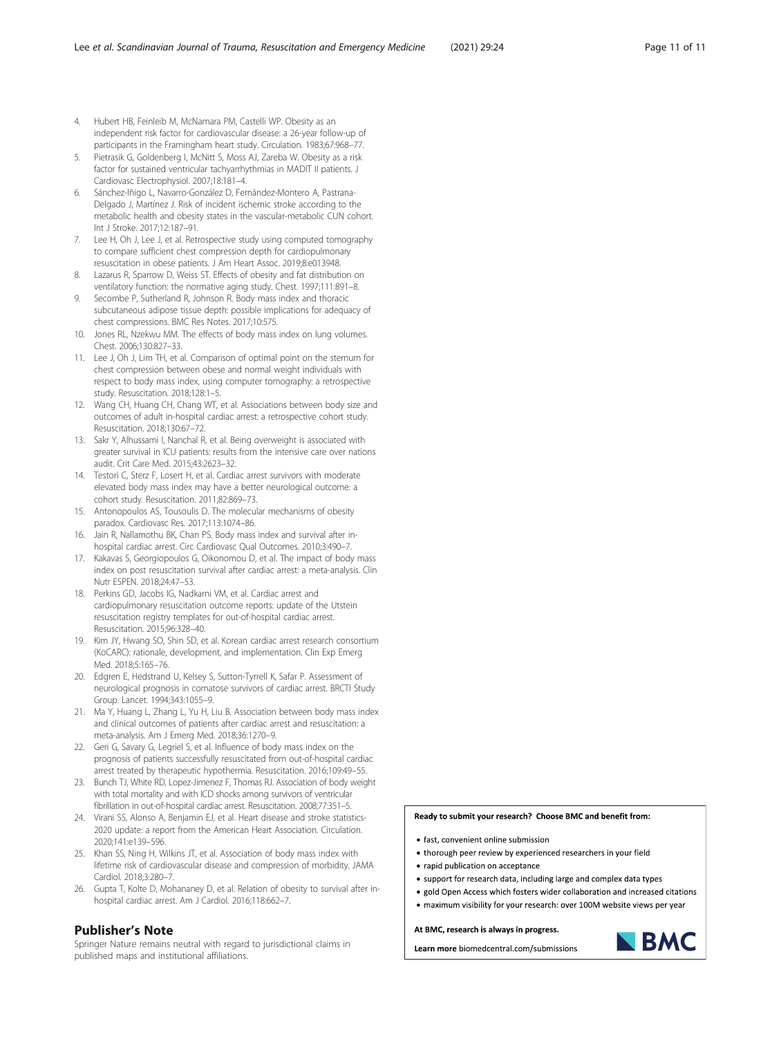4. Hubert HB, Feinleib M, McNamara PM, Castelli WP. Obesity as an independent risk factor for cardiovascular disease: a 26-year follow-up of participants in the Framingham heart study. Circulation. 1983;67:968–77.
5. Pietrasik G, Goldenberg I, McNitt S, Moss AJ, Zareba W. Obesity as a risk factor for sustained ventricular tachyarrhythmias in MADIT II patients. J Cardiovasc Electrophysiol. 2007;18:181–4.
6. Sánchez-Iñigo L, Navarro-González D, Fernández-Montero A, Pastrana-Delgado J, Martínez J. Risk of incident ischemic stroke according to the metabolic health and obesity states in the vascular-metabolic CUN cohort. Int J Stroke. 2017;12:187–91.
7. Lee H, Oh J, Lee J, et al. Retrospective study using computed tomography to compare sufficient chest compression depth for cardiopulmonary resuscitation in obese patients. J Am Heart Assoc. 2019;8:e013948.
8. Lazarus R, Sparrow D, Weiss ST. Effects of obesity and fat distribution on ventilatory function: the normative aging study. Chest. 1997;111:891–8.
9. Secombe P, Sutherland R, Johnson R. Body mass index and thoracic subcutaneous adipose tissue depth: possible implications for adequacy of chest compressions. BMC Res Notes. 2017;10:575.
10. Jones RL, Nzekwu MM. The effects of body mass index on lung volumes. Chest. 2006;130:827–33.
11. Lee J, Oh J, Lim TH, et al. Comparison of optimal point on the sternum for chest compression between obese and normal weight individuals with respect to body mass index, using computer tomography: a retrospective study. Resuscitation. 2018;128:1–5.
12. Wang CH, Huang CH, Chang WT, et al. Associations between body size and outcomes of adult in-hospital cardiac arrest: a retrospective cohort study. Resuscitation. 2018;130:67–72.
13. Sakr Y, Alhussami I, Nanchal R, et al. Being overweight is associated with greater survival in ICU patients: results from the intensive care over nations audit. Crit Care Med. 2015;43:2623–32.
14. Testori C, Sterz F, Losert H, et al. Cardiac arrest survivors with moderate elevated body mass index may have a better neurological outcome: a cohort study. Resuscitation. 2011;82:869–73.
15. Antonopoulos AS, Tousoulis D. The molecular mechanisms of obesity paradox. Cardiovasc Res. 2017;113:1074–86.
16. Jain R, Nallamothu BK, Chan PS. Body mass index and survival after in-hospital cardiac arrest. Circ Cardiovasc Qual Outcomes. 2010;3:490–7.
17. Kakavas S, Georgiopoulos G, Oikonomou D, et al. The impact of body mass index on post resuscitation survival after cardiac arrest: a meta-analysis. Clin Nutr ESPEN. 2018;24:47–53.
18. Perkins GD, Jacobs IG, Nadkarni VM, et al. Cardiac arrest and cardiopulmonary resuscitation outcome reports: update of the Utstein resuscitation registry templates for out-of-hospital cardiac arrest. Resuscitation. 2015;96:328–40.
19. Kim JY, Hwang SO, Shin SD, et al. Korean cardiac arrest research consortium (KoCARC): rationale, development, and implementation. Clin Exp Emerg Med. 2018;5:165–76.
20. Edgren E, Hedstrand U, Kelsey S, Sutton-Tyrrell K, Safar P. Assessment of neurological prognosis in comatose survivors of cardiac arrest. BRCTI Study Group. Lancet. 1994;343:1055–9.
21. Ma Y, Huang L, Zhang L, Yu H, Liu B. Association between body mass index and clinical outcomes of patients after cardiac arrest and resuscitation: a meta-analysis. Am J Emerg Med. 2018;36:1270–9.
22. Geri G, Savary G, Legriel S, et al. Influence of body mass index on the prognosis of patients successfully resuscitated from out-of-hospital cardiac arrest treated by therapeutic hypothermia. Resuscitation. 2016;109:49–55.
23. Bunch TJ, White RD, Lopez-Jimenez F, Thomas RJ. Association of body weight with total mortality and with ICD shocks among survivors of ventricular fibrillation in out-of-hospital cardiac arrest. Resuscitation. 2008;77:351–5.
24. Virani SS, Alonso A, Benjamin EJ, et al. Heart disease and stroke statistics-2020 update: a report from the American Heart Association. Circulation. 2020;141:e139–596.
25. Khan SS, Ning H, Wilkins JT, et al. Association of body mass index with lifetime risk of cardiovascular disease and compression of morbidity. JAMA Cardiol. 2018;3:280–7.
26. Gupta T, Kolte D, Mohananey D, et al. Relation of obesity to survival after in-hospital cardiac arrest. Am J Cardiol. 2016;118:662–7.

## Publisher's Note

Springer Nature remains neutral with regard to jurisdictional claims in published maps and institutional affiliations.

**Ready to submit your research? Choose BMC and benefit from:**

- fast, convenient online submission
- thorough peer review by experienced researchers in your field
- rapid publication on acceptance
- support for research data, including large and complex data types
- gold Open Access which fosters wider collaboration and increased citations
- maximum visibility for your research: over 100M website views per year

**At BMC, research is always in progress.**

**Learn more** biomedcentral.com/submissions

BMC